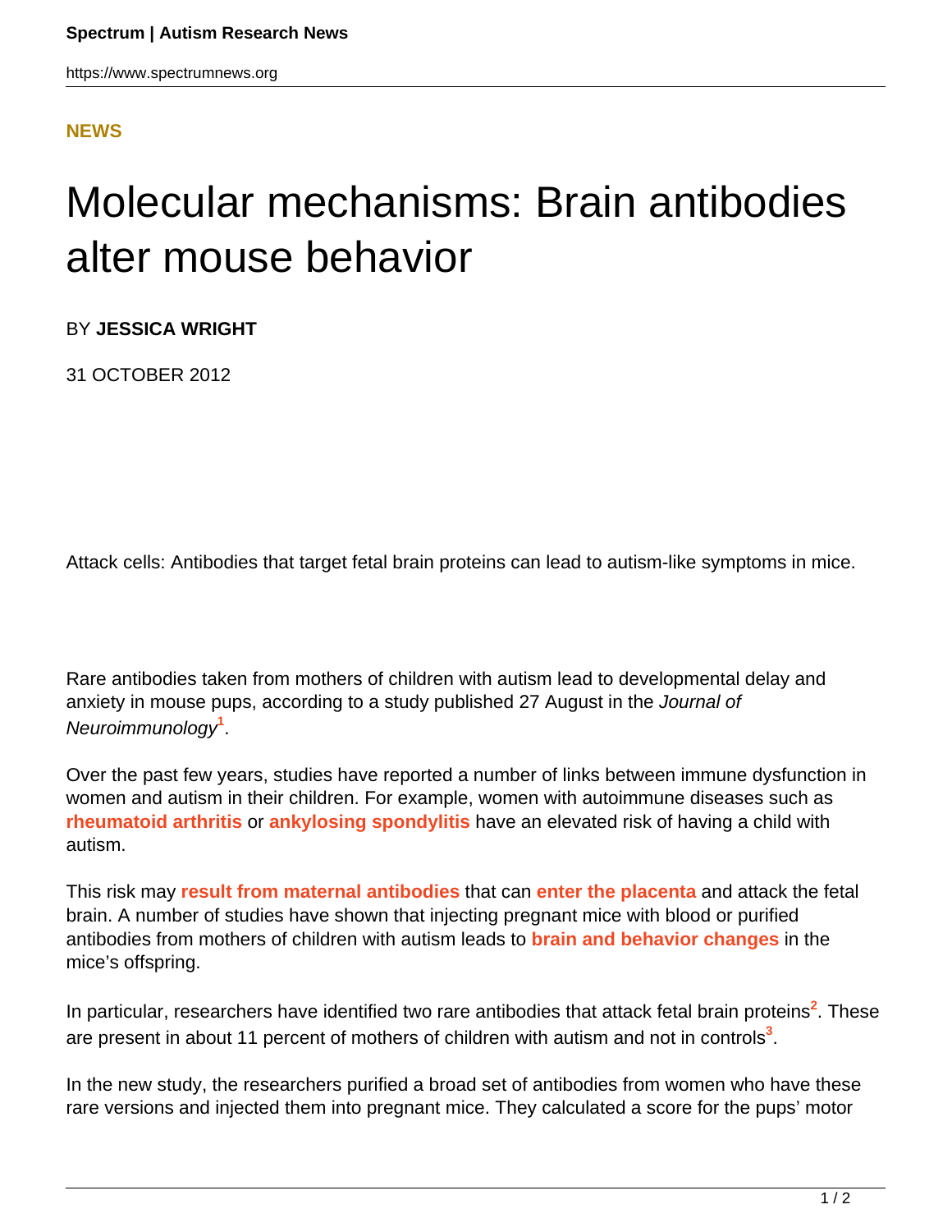**NEWS**

# Molecular mechanisms: Brain antibodies alter mouse behavior

BY **JESSICA WRIGHT**

31 OCTOBER 2012

Attack cells: Antibodies that target fetal brain proteins can lead to autism-like symptoms in mice.

Rare antibodies taken from mothers of children with autism lead to developmental delay and anxiety in mouse pups, according to a study published 27 August in the *Journal of Neuroimmunology*[1].

Over the past few years, studies have reported a number of links between immune dysfunction in women and autism in their children. For example, women with autoimmune diseases such as **rheumatoid arthritis** or **ankylosing spondylitis** have an elevated risk of having a child with autism.

This risk may **result from maternal antibodies** that can **enter the placenta** and attack the fetal brain. A number of studies have shown that injecting pregnant mice with blood or purified antibodies from mothers of children with autism leads to **brain and behavior changes** in the mice's offspring.

In particular, researchers have identified two rare antibodies that attack fetal brain proteins[2]. These are present in about 11 percent of mothers of children with autism and not in controls[3].

In the new study, the researchers purified a broad set of antibodies from women who have these rare versions and injected them into pregnant mice. They calculated a score for the pups' motor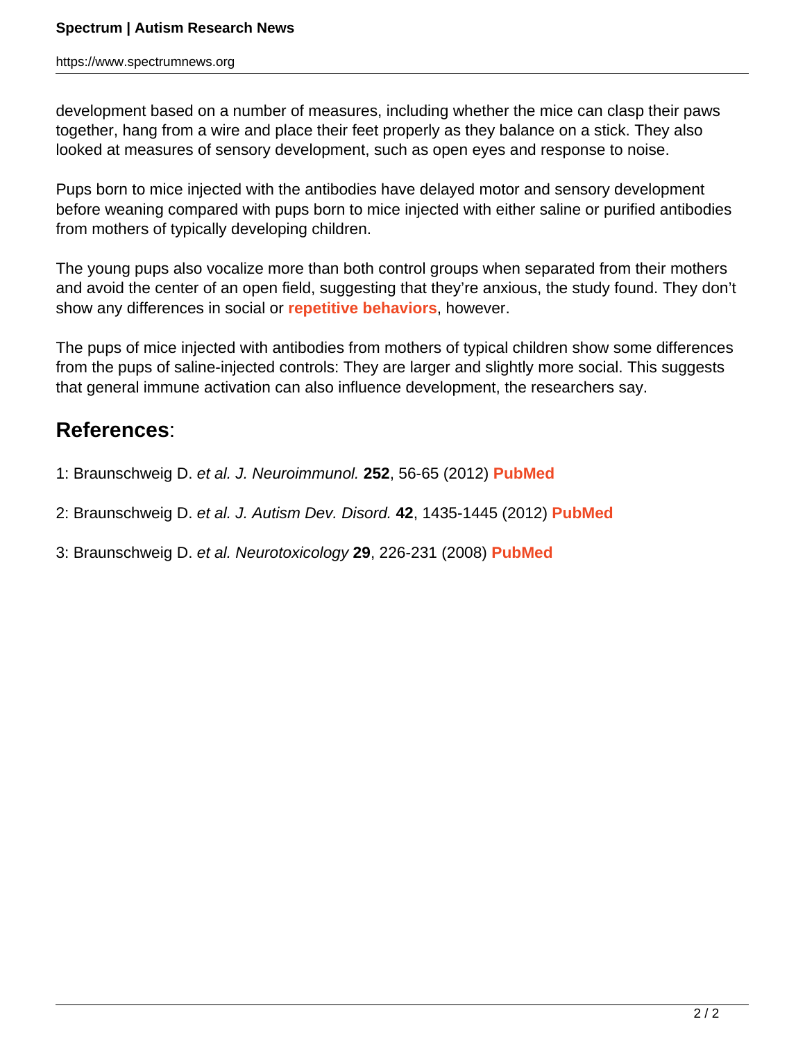development based on a number of measures, including whether the mice can clasp their paws together, hang from a wire and place their feet properly as they balance on a stick. They also looked at measures of sensory development, such as open eyes and response to noise.

Pups born to mice injected with the antibodies have delayed motor and sensory development before weaning compared with pups born to mice injected with either saline or purified antibodies from mothers of typically developing children.

The young pups also vocalize more than both control groups when separated from their mothers and avoid the center of an open field, suggesting that they're anxious, the study found. They don't show any differences in social or **repetitive behaviors**, however.

The pups of mice injected with antibodies from mothers of typical children show some differences from the pups of saline-injected controls: They are larger and slightly more social. This suggests that general immune activation can also influence development, the researchers say.

## **References**:

1: Braunschweig D. *et al. J. Neuroimmunol.* **252**, 56-65 (2012) **PubMed**

2: Braunschweig D. *et al. J. Autism Dev. Disord.* **42**, 1435-1445 (2012) **PubMed**

3: Braunschweig D. *et al. Neurotoxicology* **29**, 226-231 (2008) **PubMed**